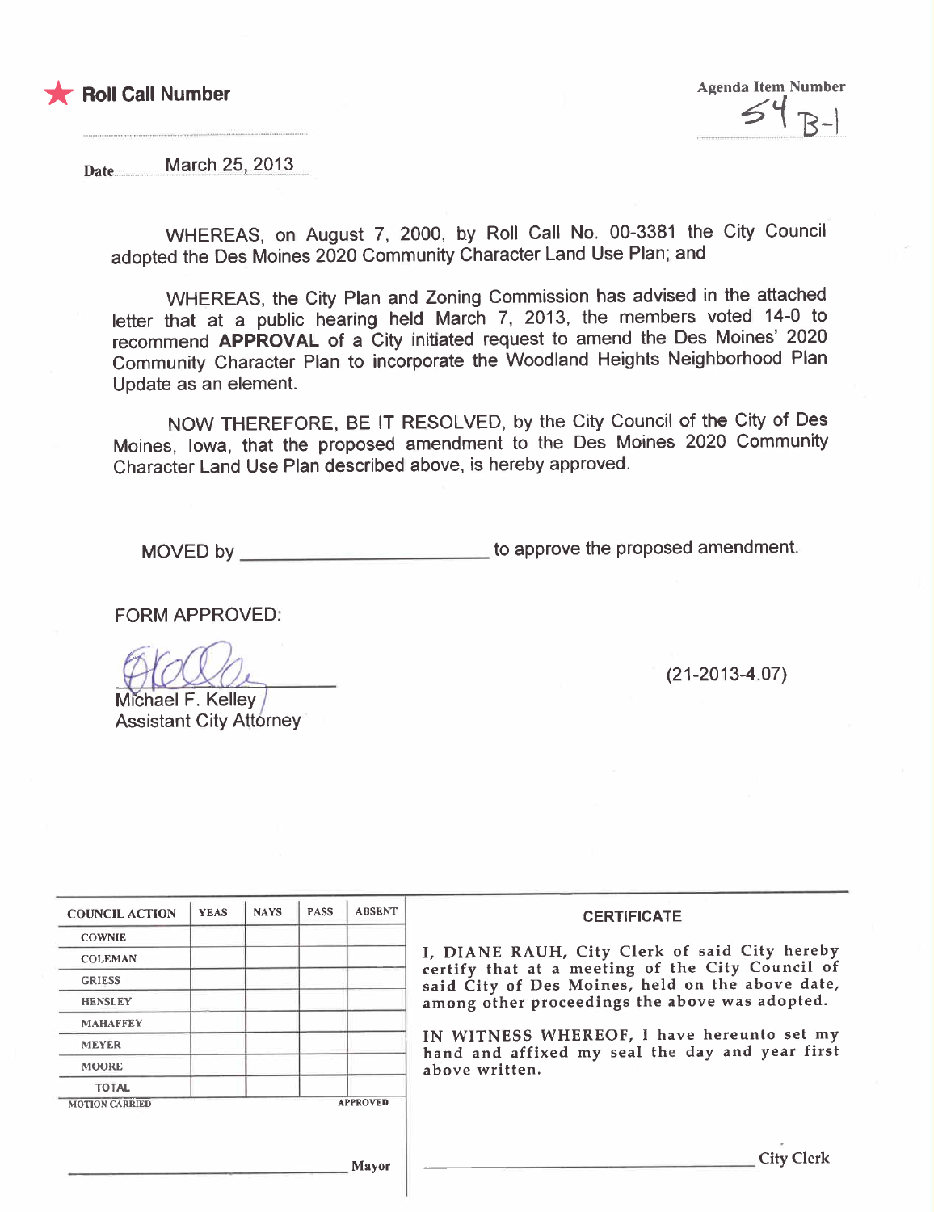★ **Roll Call Number**

Agenda Item Number

54 B-1

Date March 25, 2013

WHEREAS, on August 7, 2000, by Roll Call No. 00-3381 the City Council adopted the Des Moines 2020 Community Character Land Use Plan; and

WHEREAS, the City Plan and Zoning Commission has advised in the attached letter that at a public hearing held March 7, 2013, the members voted 14-0 to recommend **APPROVAL** of a City initiated request to amend the Des Moines' 2020 Community Character Plan to incorporate the Woodland Heights Neighborhood Plan Update as an element.

NOW THEREFORE, BE IT RESOLVED, by the City Council of the City of Des Moines, Iowa, that the proposed amendment to the Des Moines 2020 Community Character Land Use Plan described above, is hereby approved.

MOVED by ________________________ to approve the proposed amendment.

FORM APPROVED:

Michael F. Kelley
Assistant City Attorney

(21-2013-4.07)

| COUNCIL ACTION | YEAS | NAYS | PASS | ABSENT |
|---|---|---|---|---|
| COWNIE | | | | |
| COLEMAN | | | | |
| GRIESS | | | | |
| HENSLEY | | | | |
| MAHAFFEY | | | | |
| MEYER | | | | |
| MOORE | | | | |
| TOTAL | | | | |

MOTION CARRIED APPROVED

________________________ Mayor

**CERTIFICATE**

I, DIANE RAUH, City Clerk of said City hereby certify that at a meeting of the City Council of said City of Des Moines, held on the above date, among other proceedings the above was adopted.

IN WITNESS WHEREOF, I have hereunto set my hand and affixed my seal the day and year first above written.

________________________ City Clerk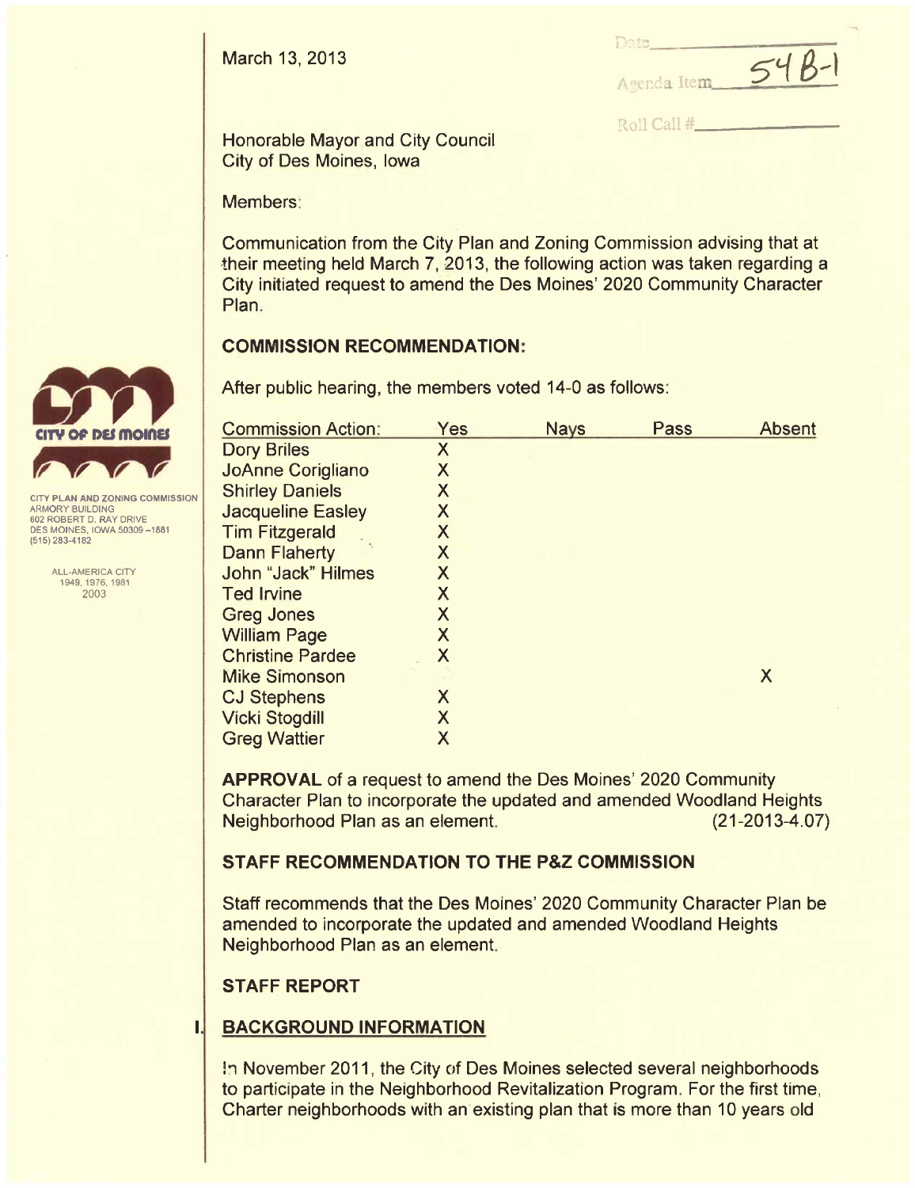March 13, 2013

Date\_\_\_\_\_\_\_\_\_\_

Agenda Item 54B-1

Roll Call #\_\_\_\_\_\_\_\_\_\_

CITY OF DES MOINES

CITY PLAN AND ZONING COMMISSION
ARMORY BUILDING
602 ROBERT D. RAY DRIVE
DES MOINES, IOWA 50309-1881
(515) 283-4182

ALL-AMERICA CITY
1949, 1976, 1981
2003

Honorable Mayor and City Council
City of Des Moines, Iowa

Members:

Communication from the City Plan and Zoning Commission advising that at their meeting held March 7, 2013, the following action was taken regarding a City initiated request to amend the Des Moines' 2020 Community Character Plan.

## COMMISSION RECOMMENDATION:

After public hearing, the members voted 14-0 as follows:

| Commission Action: | Yes | Nays | Pass | Absent |
|---|---|---|---|---|
| Dory Briles | X | | | |
| JoAnne Corigliano | X | | | |
| Shirley Daniels | X | | | |
| Jacqueline Easley | X | | | |
| Tim Fitzgerald | X | | | |
| Dann Flaherty | X | | | |
| John "Jack" Hilmes | X | | | |
| Ted Irvine | X | | | |
| Greg Jones | X | | | |
| William Page | X | | | |
| Christine Pardee | X | | | |
| Mike Simonson | | | | X |
| CJ Stephens | X | | | |
| Vicki Stogdill | X | | | |
| Greg Wattier | X | | | |

**APPROVAL** of a request to amend the Des Moines' 2020 Community Character Plan to incorporate the updated and amended Woodland Heights Neighborhood Plan as an element. (21-2013-4.07)

## STAFF RECOMMENDATION TO THE P&Z COMMISSION

Staff recommends that the Des Moines' 2020 Community Character Plan be amended to incorporate the updated and amended Woodland Heights Neighborhood Plan as an element.

## STAFF REPORT

### I. BACKGROUND INFORMATION

In November 2011, the City of Des Moines selected several neighborhoods to participate in the Neighborhood Revitalization Program. For the first time, Charter neighborhoods with an existing plan that is more than 10 years old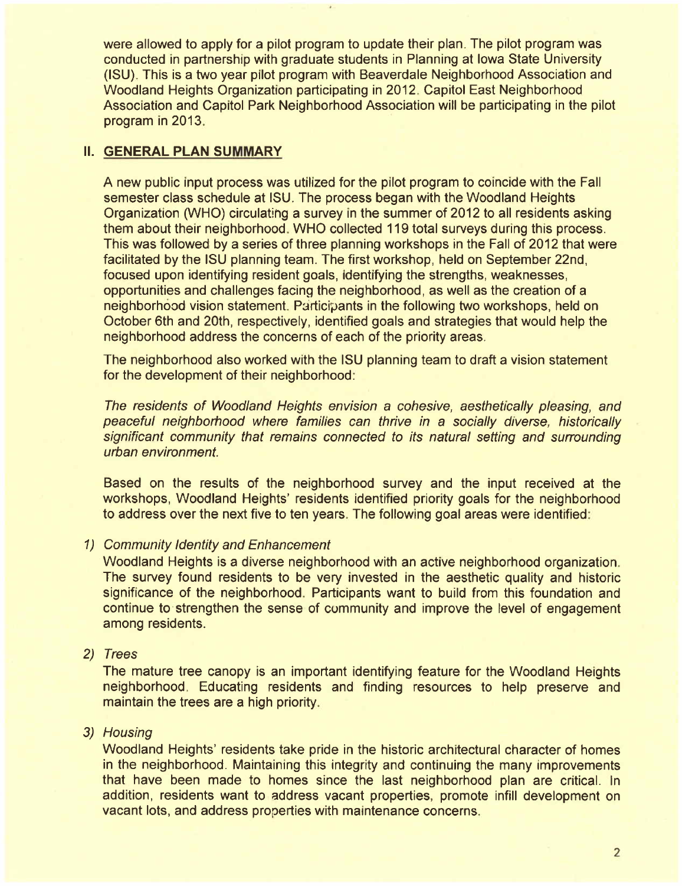were allowed to apply for a pilot program to update their plan. The pilot program was conducted in partnership with graduate students in Planning at Iowa State University (ISU). This is a two year pilot program with Beaverdale Neighborhood Association and Woodland Heights Organization participating in 2012. Capitol East Neighborhood Association and Capitol Park Neighborhood Association will be participating in the pilot program in 2013.

## II. GENERAL PLAN SUMMARY

A new public input process was utilized for the pilot program to coincide with the Fall semester class schedule at ISU. The process began with the Woodland Heights Organization (WHO) circulating a survey in the summer of 2012 to all residents asking them about their neighborhood. WHO collected 119 total surveys during this process. This was followed by a series of three planning workshops in the Fall of 2012 that were facilitated by the ISU planning team. The first workshop, held on September 22nd, focused upon identifying resident goals, identifying the strengths, weaknesses, opportunities and challenges facing the neighborhood, as well as the creation of a neighborhood vision statement. Participants in the following two workshops, held on October 6th and 20th, respectively, identified goals and strategies that would help the neighborhood address the concerns of each of the priority areas.

The neighborhood also worked with the ISU planning team to draft a vision statement for the development of their neighborhood:

*The residents of Woodland Heights envision a cohesive, aesthetically pleasing, and peaceful neighborhood where families can thrive in a socially diverse, historically significant community that remains connected to its natural setting and surrounding urban environment.*

Based on the results of the neighborhood survey and the input received at the workshops, Woodland Heights' residents identified priority goals for the neighborhood to address over the next five to ten years. The following goal areas were identified:

1) *Community Identity and Enhancement*
   Woodland Heights is a diverse neighborhood with an active neighborhood organization. The survey found residents to be very invested in the aesthetic quality and historic significance of the neighborhood. Participants want to build from this foundation and continue to strengthen the sense of community and improve the level of engagement among residents.

2) *Trees*
   The mature tree canopy is an important identifying feature for the Woodland Heights neighborhood. Educating residents and finding resources to help preserve and maintain the trees are a high priority.

3) *Housing*
   Woodland Heights' residents take pride in the historic architectural character of homes in the neighborhood. Maintaining this integrity and continuing the many improvements that have been made to homes since the last neighborhood plan are critical. In addition, residents want to address vacant properties, promote infill development on vacant lots, and address properties with maintenance concerns.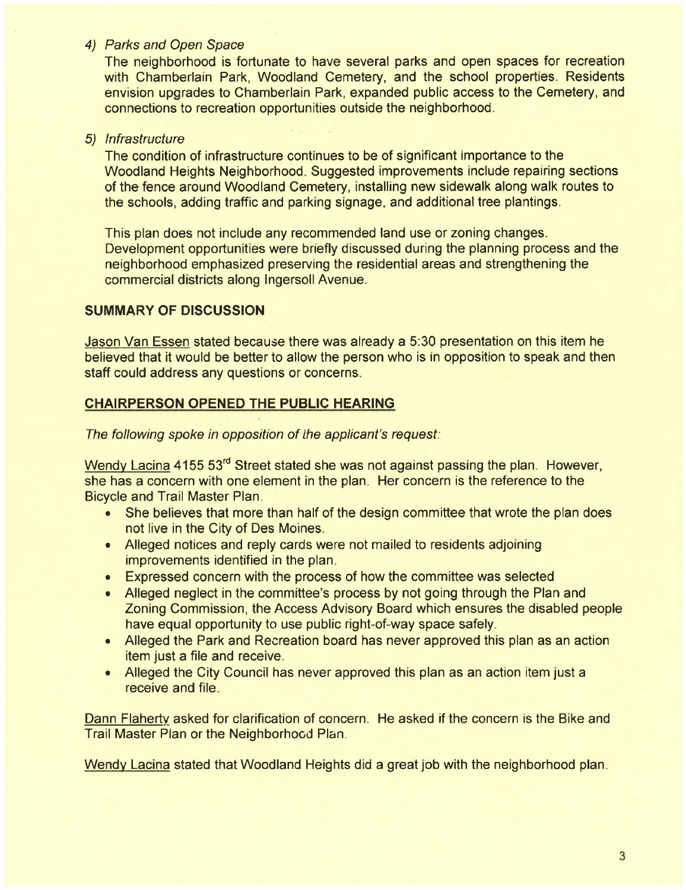*4) Parks and Open Space*

The neighborhood is fortunate to have several parks and open spaces for recreation with Chamberlain Park, Woodland Cemetery, and the school properties. Residents envision upgrades to Chamberlain Park, expanded public access to the Cemetery, and connections to recreation opportunities outside the neighborhood.

*5) Infrastructure*

The condition of infrastructure continues to be of significant importance to the Woodland Heights Neighborhood. Suggested improvements include repairing sections of the fence around Woodland Cemetery, installing new sidewalk along walk routes to the schools, adding traffic and parking signage, and additional tree plantings.

This plan does not include any recommended land use or zoning changes. Development opportunities were briefly discussed during the planning process and the neighborhood emphasized preserving the residential areas and strengthening the commercial districts along Ingersoll Avenue.

## SUMMARY OF DISCUSSION

Jason Van Essen stated because there was already a 5:30 presentation on this item he believed that it would be better to allow the person who is in opposition to speak and then staff could address any questions or concerns.

## CHAIRPERSON OPENED THE PUBLIC HEARING

*The following spoke in opposition of the applicant's request:*

Wendy Lacina 4155 53rd Street stated she was not against passing the plan. However, she has a concern with one element in the plan. Her concern is the reference to the Bicycle and Trail Master Plan.

- She believes that more than half of the design committee that wrote the plan does not live in the City of Des Moines.
- Alleged notices and reply cards were not mailed to residents adjoining improvements identified in the plan.
- Expressed concern with the process of how the committee was selected
- Alleged neglect in the committee's process by not going through the Plan and Zoning Commission, the Access Advisory Board which ensures the disabled people have equal opportunity to use public right-of-way space safely.
- Alleged the Park and Recreation board has never approved this plan as an action item just a file and receive.
- Alleged the City Council has never approved this plan as an action item just a receive and file.

Dann Flaherty asked for clarification of concern. He asked if the concern is the Bike and Trail Master Plan or the Neighborhood Plan.

Wendy Lacina stated that Woodland Heights did a great job with the neighborhood plan.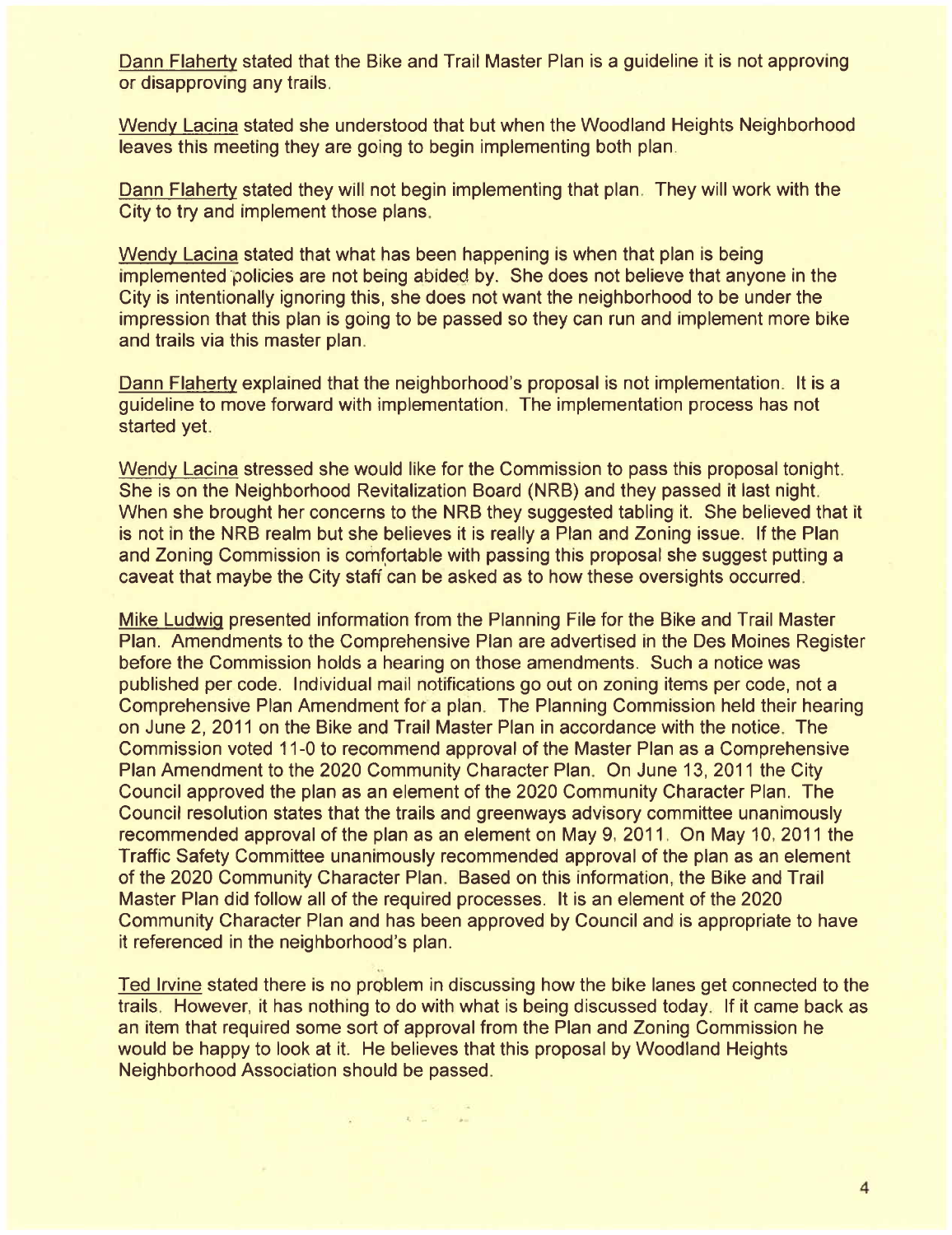Dann Flaherty stated that the Bike and Trail Master Plan is a guideline it is not approving or disapproving any trails.

Wendy Lacina stated she understood that but when the Woodland Heights Neighborhood leaves this meeting they are going to begin implementing both plan.

Dann Flaherty stated they will not begin implementing that plan. They will work with the City to try and implement those plans.

Wendy Lacina stated that what has been happening is when that plan is being implemented policies are not being abided by. She does not believe that anyone in the City is intentionally ignoring this, she does not want the neighborhood to be under the impression that this plan is going to be passed so they can run and implement more bike and trails via this master plan.

Dann Flaherty explained that the neighborhood's proposal is not implementation. It is a guideline to move forward with implementation. The implementation process has not started yet.

Wendy Lacina stressed she would like for the Commission to pass this proposal tonight. She is on the Neighborhood Revitalization Board (NRB) and they passed it last night. When she brought her concerns to the NRB they suggested tabling it. She believed that it is not in the NRB realm but she believes it is really a Plan and Zoning issue. If the Plan and Zoning Commission is comfortable with passing this proposal she suggest putting a caveat that maybe the City staff can be asked as to how these oversights occurred.

Mike Ludwig presented information from the Planning File for the Bike and Trail Master Plan. Amendments to the Comprehensive Plan are advertised in the Des Moines Register before the Commission holds a hearing on those amendments. Such a notice was published per code. Individual mail notifications go out on zoning items per code, not a Comprehensive Plan Amendment for a plan. The Planning Commission held their hearing on June 2, 2011 on the Bike and Trail Master Plan in accordance with the notice. The Commission voted 11-0 to recommend approval of the Master Plan as a Comprehensive Plan Amendment to the 2020 Community Character Plan. On June 13, 2011 the City Council approved the plan as an element of the 2020 Community Character Plan. The Council resolution states that the trails and greenways advisory committee unanimously recommended approval of the plan as an element on May 9, 2011. On May 10, 2011 the Traffic Safety Committee unanimously recommended approval of the plan as an element of the 2020 Community Character Plan. Based on this information, the Bike and Trail Master Plan did follow all of the required processes. It is an element of the 2020 Community Character Plan and has been approved by Council and is appropriate to have it referenced in the neighborhood's plan.

Ted Irvine stated there is no problem in discussing how the bike lanes get connected to the trails. However, it has nothing to do with what is being discussed today. If it came back as an item that required some sort of approval from the Plan and Zoning Commission he would be happy to look at it. He believes that this proposal by Woodland Heights Neighborhood Association should be passed.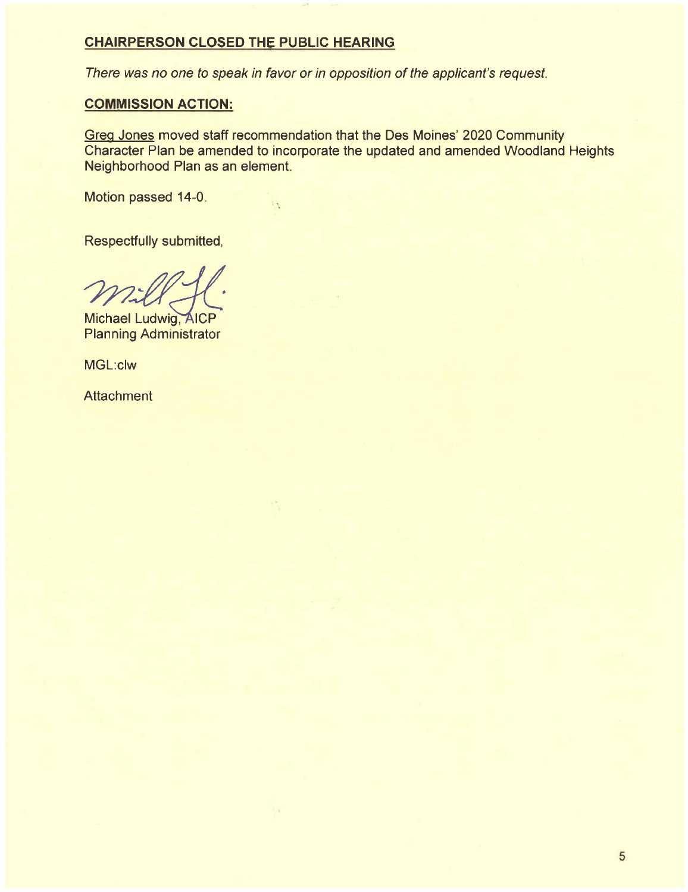**CHAIRPERSON CLOSED THE PUBLIC HEARING**

*There was no one to speak in favor or in opposition of the applicant's request.*

**COMMISSION ACTION:**

Greg Jones moved staff recommendation that the Des Moines' 2020 Community Character Plan be amended to incorporate the updated and amended Woodland Heights Neighborhood Plan as an element.

Motion passed 14-0.

Respectfully submitted,

Michael Ludwig, AICP
Planning Administrator

MGL:clw

Attachment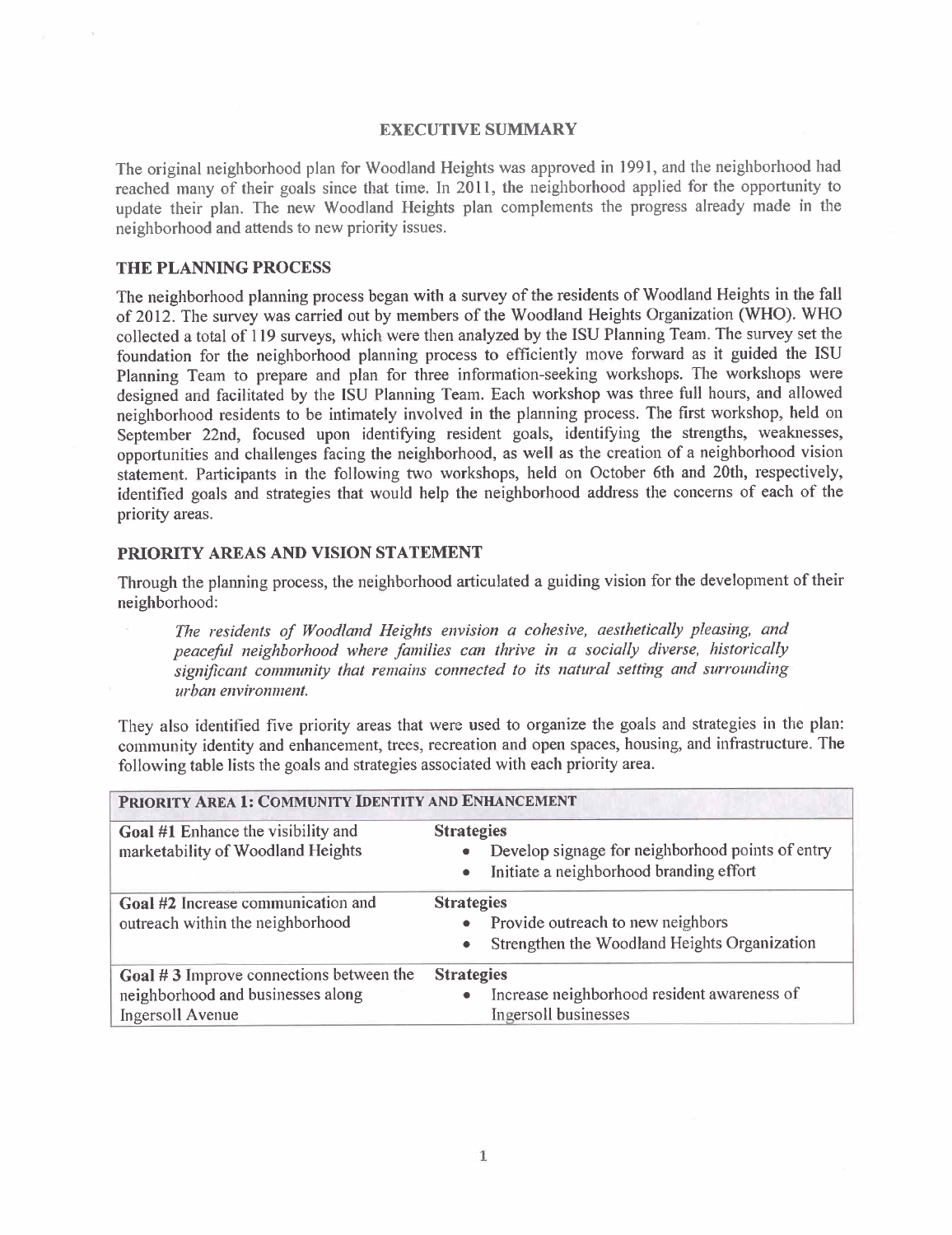## EXECUTIVE SUMMARY

The original neighborhood plan for Woodland Heights was approved in 1991, and the neighborhood had reached many of their goals since that time. In 2011, the neighborhood applied for the opportunity to update their plan. The new Woodland Heights plan complements the progress already made in the neighborhood and attends to new priority issues.

### THE PLANNING PROCESS

The neighborhood planning process began with a survey of the residents of Woodland Heights in the fall of 2012. The survey was carried out by members of the Woodland Heights Organization (WHO). WHO collected a total of 119 surveys, which were then analyzed by the ISU Planning Team. The survey set the foundation for the neighborhood planning process to efficiently move forward as it guided the ISU Planning Team to prepare and plan for three information-seeking workshops. The workshops were designed and facilitated by the ISU Planning Team. Each workshop was three full hours, and allowed neighborhood residents to be intimately involved in the planning process. The first workshop, held on September 22nd, focused upon identifying resident goals, identifying the strengths, weaknesses, opportunities and challenges facing the neighborhood, as well as the creation of a neighborhood vision statement. Participants in the following two workshops, held on October 6th and 20th, respectively, identified goals and strategies that would help the neighborhood address the concerns of each of the priority areas.

### PRIORITY AREAS AND VISION STATEMENT

Through the planning process, the neighborhood articulated a guiding vision for the development of their neighborhood:

> *The residents of Woodland Heights envision a cohesive, aesthetically pleasing, and peaceful neighborhood where families can thrive in a socially diverse, historically significant community that remains connected to its natural setting and surrounding urban environment.*

They also identified five priority areas that were used to organize the goals and strategies in the plan: community identity and enhancement, trees, recreation and open spaces, housing, and infrastructure. The following table lists the goals and strategies associated with each priority area.

| **PRIORITY AREA 1: COMMUNITY IDENTITY AND ENHANCEMENT** | |
|---|---|
| **Goal #1** Enhance the visibility and marketability of Woodland Heights | **Strategies**<br>• Develop signage for neighborhood points of entry<br>• Initiate a neighborhood branding effort |
| **Goal #2** Increase communication and outreach within the neighborhood | **Strategies**<br>• Provide outreach to new neighbors<br>• Strengthen the Woodland Heights Organization |
| **Goal # 3** Improve connections between the neighborhood and businesses along Ingersoll Avenue | **Strategies**<br>• Increase neighborhood resident awareness of Ingersoll businesses |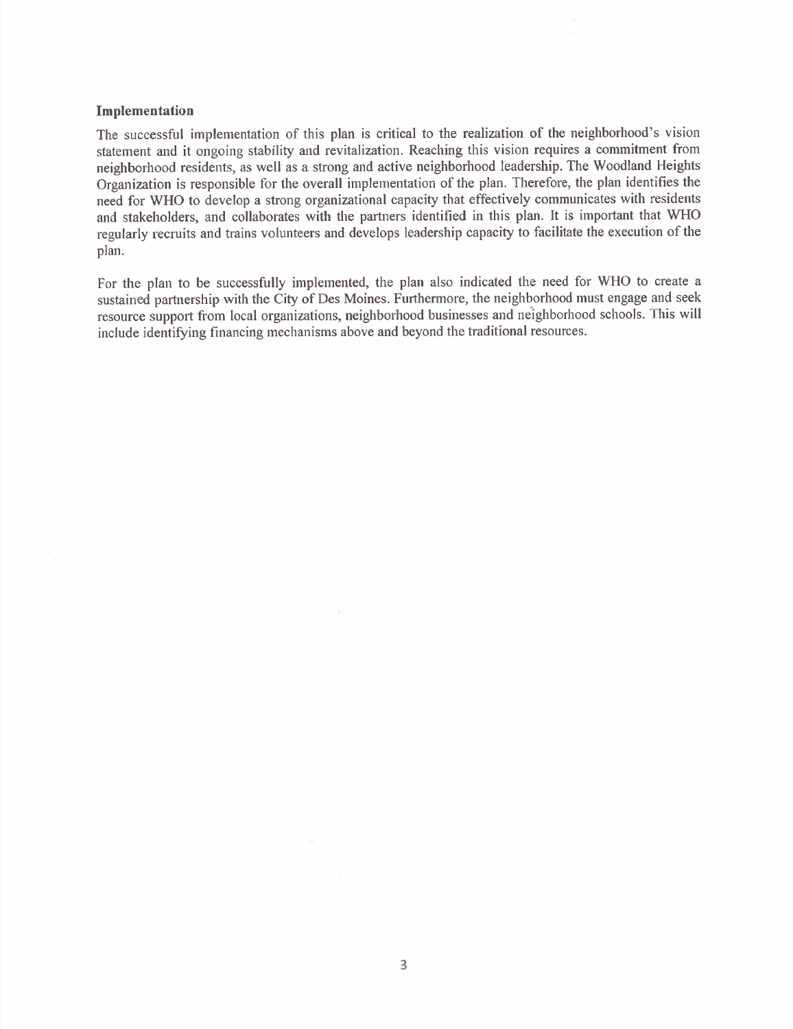## Implementation

The successful implementation of this plan is critical to the realization of the neighborhood's vision statement and it ongoing stability and revitalization. Reaching this vision requires a commitment from neighborhood residents, as well as a strong and active neighborhood leadership. The Woodland Heights Organization is responsible for the overall implementation of the plan. Therefore, the plan identifies the need for WHO to develop a strong organizational capacity that effectively communicates with residents and stakeholders, and collaborates with the partners identified in this plan. It is important that WHO regularly recruits and trains volunteers and develops leadership capacity to facilitate the execution of the plan.

For the plan to be successfully implemented, the plan also indicated the need for WHO to create a sustained partnership with the City of Des Moines. Furthermore, the neighborhood must engage and seek resource support from local organizations, neighborhood businesses and neighborhood schools. This will include identifying financing mechanisms above and beyond the traditional resources.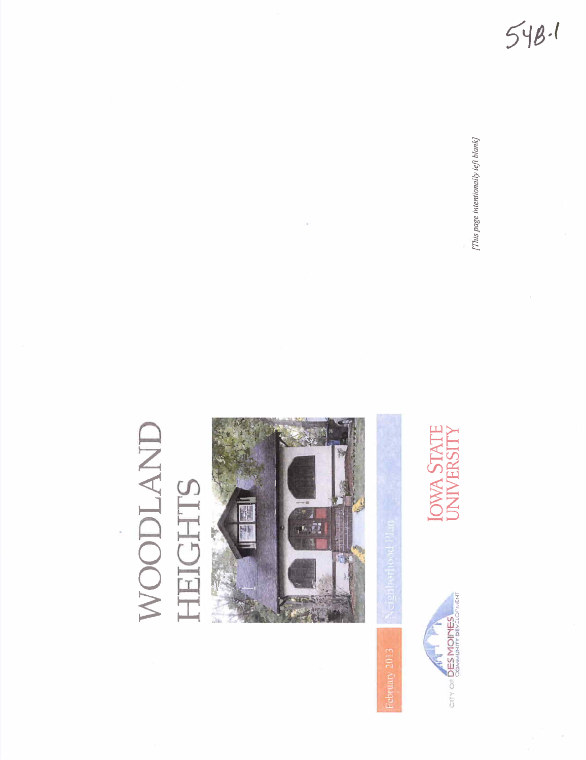54B-1

# WOODLAND HEIGHTS

February 2013

Neighborhood Plan

CITY OF DES MOINES COMMUNITY DEVELOPMENT

IOWA STATE UNIVERSITY

*[This page intentionally left blank]*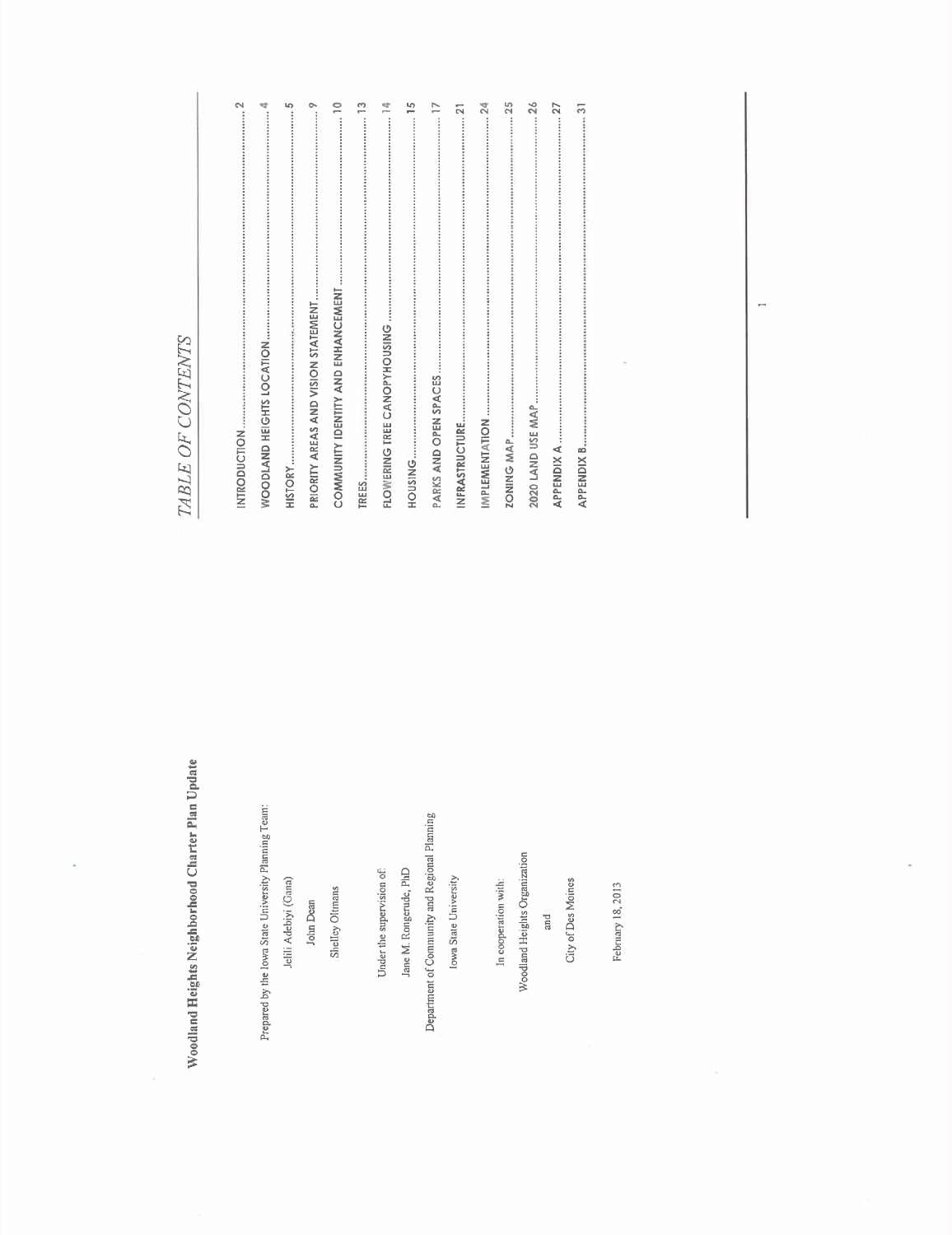# Woodland Heights Neighborhood Charter Plan Update

Prepared by the Iowa State University Planning Team:

Jelili Adebiyi (Gana)

John Dean

Shelley Oltmans

Under the supervision of:

Jane M. Rongerude, PhD

Department of Community and Regional Planning

Iowa State University

In cooperation with:

Woodland Heights Organization

and

City of Des Moines

February 18, 2013

## TABLE OF CONTENTS

| | |
|---|---|
| INTRODUCTION | 2 |
| WOODLAND HEIGHTS LOCATION | 4 |
| HISTORY | 5 |
| PRIORITY AREAS AND VISION STATEMENT | 9 |
| COMMUNITY IDENTITY AND ENHANCEMENT | 10 |
| TREES | 13 |
| FLOWERING TREE CANOPYHOUSING | 14 |
| HOUSING | 15 |
| PARKS AND OPEN SPACES | 17 |
| INFRASTRUCTURE | 21 |
| IMPLEMENTATION | 24 |
| ZONING MAP | 25 |
| 2020 LAND USE MAP | 26 |
| APPENDIX A | 27 |
| APPENDIX B | 31 |